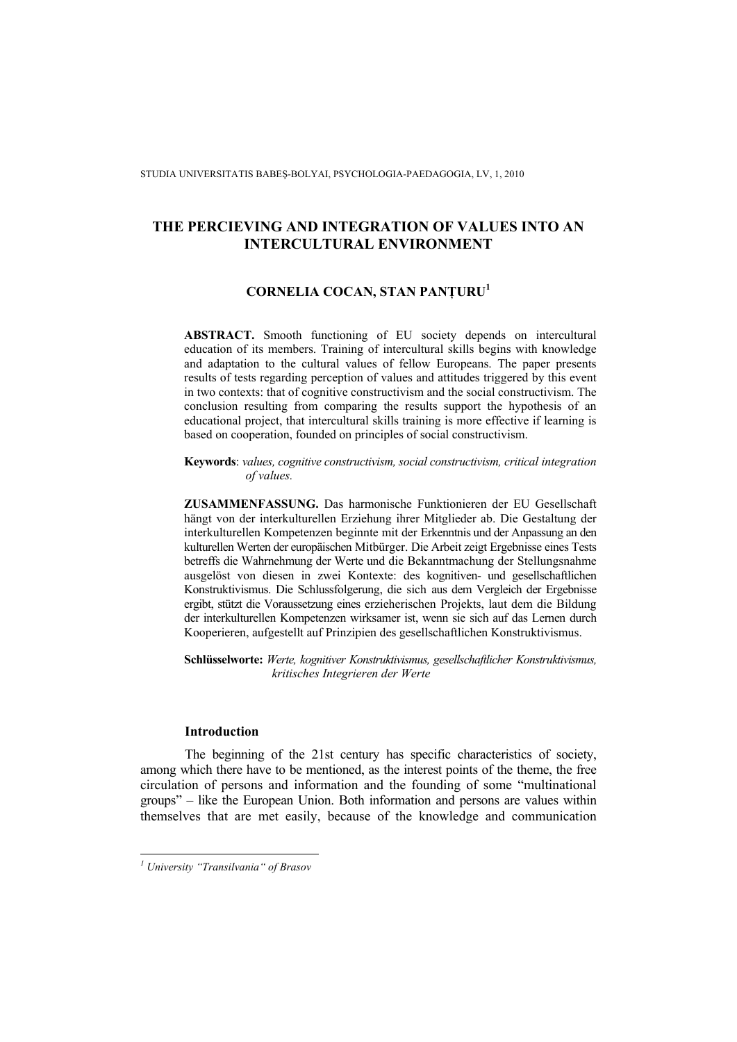# THE PERCIEVING AND INTEGRATION OF VALUES INTO AN INTERCULTURAL ENVIRONMENT

**CORNELIA COCAN, STAN PANȚURU[1]**

**ABSTRACT.** Smooth functioning of EU society depends on intercultural education of its members. Training of intercultural skills begins with knowledge and adaptation to the cultural values of fellow Europeans. The paper presents results of tests regarding perception of values and attitudes triggered by this event in two contexts: that of cognitive constructivism and the social constructivism. The conclusion resulting from comparing the results support the hypothesis of an educational project, that intercultural skills training is more effective if learning is based on cooperation, founded on principles of social constructivism.

**Keywords**: *values, cognitive constructivism, social constructivism, critical integration of values.*

**ZUSAMMENFASSUNG.** Das harmonische Funktionieren der EU Gesellschaft hängt von der interkulturellen Erziehung ihrer Mitglieder ab. Die Gestaltung der interkulturellen Kompetenzen beginnte mit der Erkenntnis und der Anpassung an den kulturellen Werten der europäischen Mitbürger. Die Arbeit zeigt Ergebnisse eines Tests betreffs die Wahrnehmung der Werte und die Bekanntmachung der Stellungsnahme ausgelöst von diesen in zwei Kontexte: des kognitiven- und gesellschaftlichen Konstruktivismus. Die Schlussfolgerung, die sich aus dem Vergleich der Ergebnisse ergibt, stützt die Voraussetzung eines erzieherischen Projekts, laut dem die Bildung der interkulturellen Kompetenzen wirksamer ist, wenn sie sich auf das Lernen durch Kooperieren, aufgestellt auf Prinzipien des gesellschaftlichen Konstruktivismus.

**Schlüsselworte:** *Werte, kognitiver Konstruktivismus, gesellschaftlicher Konstruktivismus, kritisches Integrieren der Werte*

## Introduction

The beginning of the 21st century has specific characteristics of society, among which there have to be mentioned, as the interest points of the theme, the free circulation of persons and information and the founding of some "multinational groups" – like the European Union. Both information and persons are values within themselves that are met easily, because of the knowledge and communication

---

[1] *University "Transilvania" of Brasov*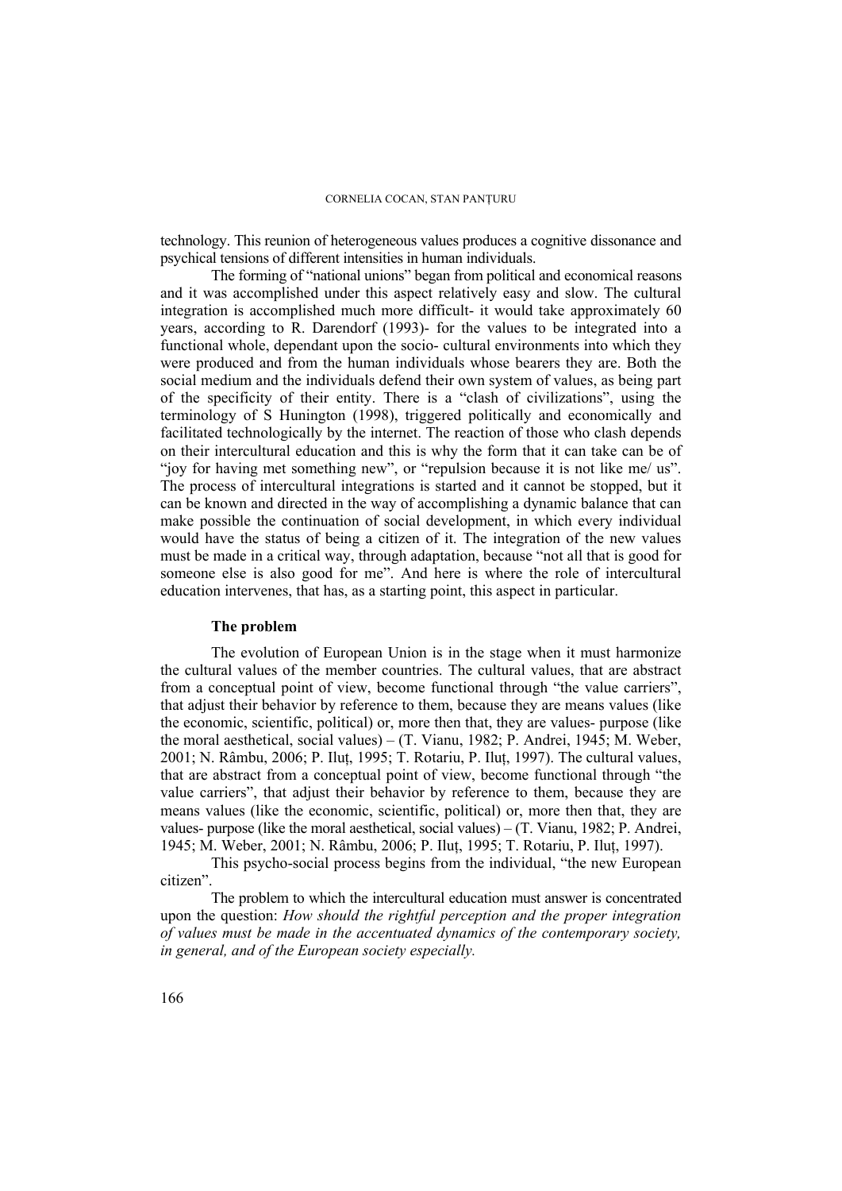technology. This reunion of heterogeneous values produces a cognitive dissonance and psychical tensions of different intensities in human individuals.

The forming of "national unions" began from political and economical reasons and it was accomplished under this aspect relatively easy and slow. The cultural integration is accomplished much more difficult- it would take approximately 60 years, according to R. Darendorf (1993)- for the values to be integrated into a functional whole, dependant upon the socio- cultural environments into which they were produced and from the human individuals whose bearers they are. Both the social medium and the individuals defend their own system of values, as being part of the specificity of their entity. There is a "clash of civilizations", using the terminology of S Hunington (1998), triggered politically and economically and facilitated technologically by the internet. The reaction of those who clash depends on their intercultural education and this is why the form that it can take can be of "joy for having met something new", or "repulsion because it is not like me/ us". The process of intercultural integrations is started and it cannot be stopped, but it can be known and directed in the way of accomplishing a dynamic balance that can make possible the continuation of social development, in which every individual would have the status of being a citizen of it. The integration of the new values must be made in a critical way, through adaptation, because "not all that is good for someone else is also good for me". And here is where the role of intercultural education intervenes, that has, as a starting point, this aspect in particular.

**The problem**

The evolution of European Union is in the stage when it must harmonize the cultural values of the member countries. The cultural values, that are abstract from a conceptual point of view, become functional through "the value carriers", that adjust their behavior by reference to them, because they are means values (like the economic, scientific, political) or, more then that, they are values- purpose (like the moral aesthetical, social values) – (T. Vianu, 1982; P. Andrei, 1945; M. Weber, 2001; N. Râmbu, 2006; P. Iluț, 1995; T. Rotariu, P. Iluț, 1997). The cultural values, that are abstract from a conceptual point of view, become functional through "the value carriers", that adjust their behavior by reference to them, because they are means values (like the economic, scientific, political) or, more then that, they are values- purpose (like the moral aesthetical, social values) – (T. Vianu, 1982; P. Andrei, 1945; M. Weber, 2001; N. Râmbu, 2006; P. Iluț, 1995; T. Rotariu, P. Iluț, 1997).

This psycho-social process begins from the individual, "the new European citizen".

The problem to which the intercultural education must answer is concentrated upon the question: *How should the rightful perception and the proper integration of values must be made in the accentuated dynamics of the contemporary society, in general, and of the European society especially.*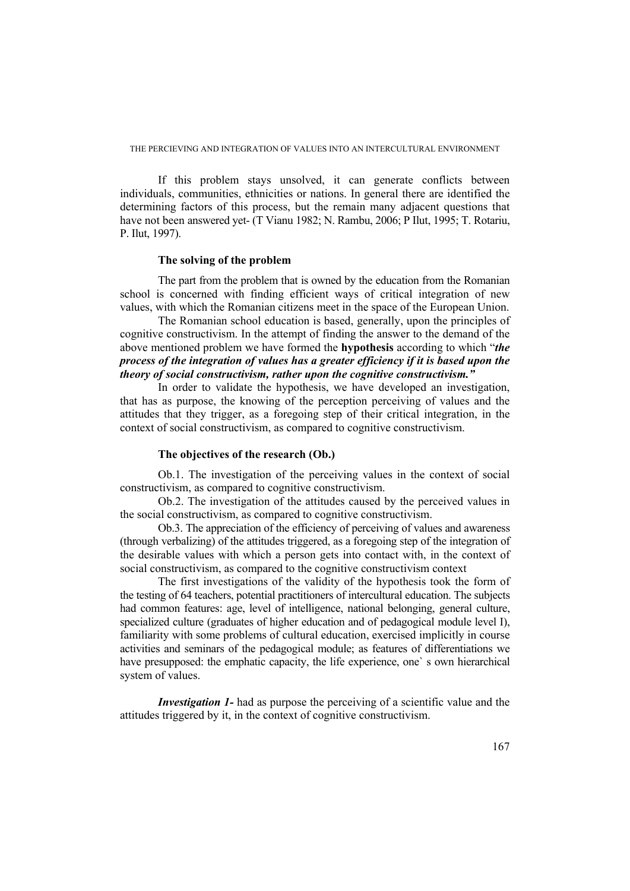If this problem stays unsolved, it can generate conflicts between individuals, communities, ethnicities or nations. In general there are identified the determining factors of this process, but the remain many adjacent questions that have not been answered yet- (T Vianu 1982; N. Rambu, 2006; P Ilut, 1995; T. Rotariu, P. Ilut, 1997).

### The solving of the problem

The part from the problem that is owned by the education from the Romanian school is concerned with finding efficient ways of critical integration of new values, with which the Romanian citizens meet in the space of the European Union.

The Romanian school education is based, generally, upon the principles of cognitive constructivism. In the attempt of finding the answer to the demand of the above mentioned problem we have formed the **hypothesis** according to which "***the process of the integration of values has a greater efficiency if it is based upon the theory of social constructivism, rather upon the cognitive constructivism."***

In order to validate the hypothesis, we have developed an investigation, that has as purpose, the knowing of the perception perceiving of values and the attitudes that they trigger, as a foregoing step of their critical integration, in the context of social constructivism, as compared to cognitive constructivism.

### The objectives of the research (Ob.)

Ob.1. The investigation of the perceiving values in the context of social constructivism, as compared to cognitive constructivism.

Ob.2. The investigation of the attitudes caused by the perceived values in the social constructivism, as compared to cognitive constructivism.

Ob.3. The appreciation of the efficiency of perceiving of values and awareness (through verbalizing) of the attitudes triggered, as a foregoing step of the integration of the desirable values with which a person gets into contact with, in the context of social constructivism, as compared to the cognitive constructivism context

The first investigations of the validity of the hypothesis took the form of the testing of 64 teachers, potential practitioners of intercultural education. The subjects had common features: age, level of intelligence, national belonging, general culture, specialized culture (graduates of higher education and of pedagogical module level I), familiarity with some problems of cultural education, exercised implicitly in course activities and seminars of the pedagogical module; as features of differentiations we have presupposed: the emphatic capacity, the life experience, one` s own hierarchical system of values.

***Investigation 1-*** had as purpose the perceiving of a scientific value and the attitudes triggered by it, in the context of cognitive constructivism.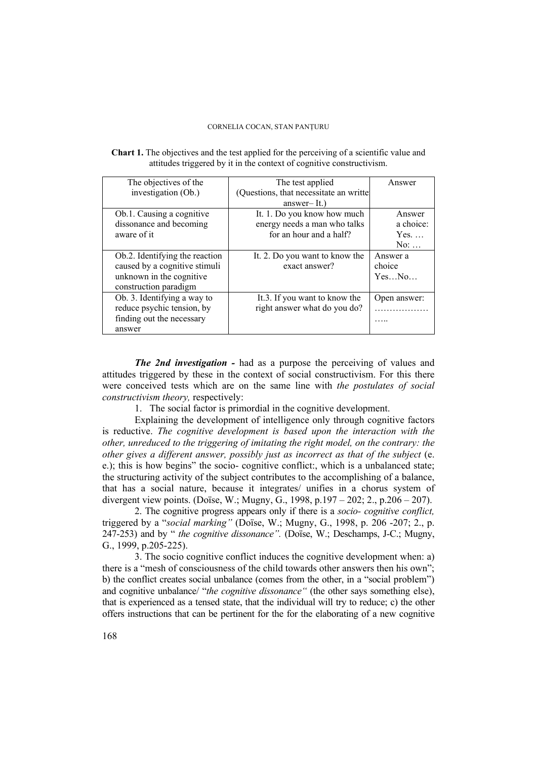**Chart 1.** The objectives and the test applied for the perceiving of a scientific value and attitudes triggered by it in the context of cognitive constructivism.

| The objectives of the investigation (Ob.) | The test applied (Questions, that necessitate an writte answer– It.) | Answer |
|---|---|---|
| Ob.1. Causing a cognitive dissonance and becoming aware of it | It. 1. Do you know how much energy needs a man who talks for an hour and a half? | Answer a choice: Yes. … No: … |
| Ob.2. Identifying the reaction caused by a cognitive stimuli unknown in the cognitive construction paradigm | It. 2. Do you want to know the exact answer? | Answer a choice Yes…No… |
| Ob. 3. Identifying a way to reduce psychic tension, by finding out the necessary answer | It.3. If you want to know the right answer what do you do? | Open answer: ……………… ….. |

***The 2nd investigation -*** had as a purpose the perceiving of values and attitudes triggered by these in the context of social constructivism. For this there were conceived tests which are on the same line with *the postulates of social constructivism theory,* respectively:

1. The social factor is primordial in the cognitive development.

Explaining the development of intelligence only through cognitive factors is reductive. *The cognitive development is based upon the interaction with the other, unreduced to the triggering of imitating the right model, on the contrary: the other gives a different answer, possibly just as incorrect as that of the subject* (e. e.); this is how begins" the socio- cognitive conflict:, which is a unbalanced state; the structuring activity of the subject contributes to the accomplishing of a balance, that has a social nature, because it integrates/ unifies in a chorus system of divergent view points. (Doïse, W.; Mugny, G., 1998, p.197 – 202; 2., p.206 – 207).

2. The cognitive progress appears only if there is a *socio- cognitive conflict,* triggered by a "*social marking"* (Doïse, W.; Mugny, G., 1998, p. 206 -207; 2., p. 247-253) and by " *the cognitive dissonance".* (Doïse, W.; Deschamps, J-C.; Mugny, G., 1999, p.205-225).

3. The socio cognitive conflict induces the cognitive development when: a) there is a "mesh of consciousness of the child towards other answers then his own"; b) the conflict creates social unbalance (comes from the other, in a "social problem") and cognitive unbalance/ "*the cognitive dissonance"* (the other says something else), that is experienced as a tensed state, that the individual will try to reduce; c) the other offers instructions that can be pertinent for the for the elaborating of a new cognitive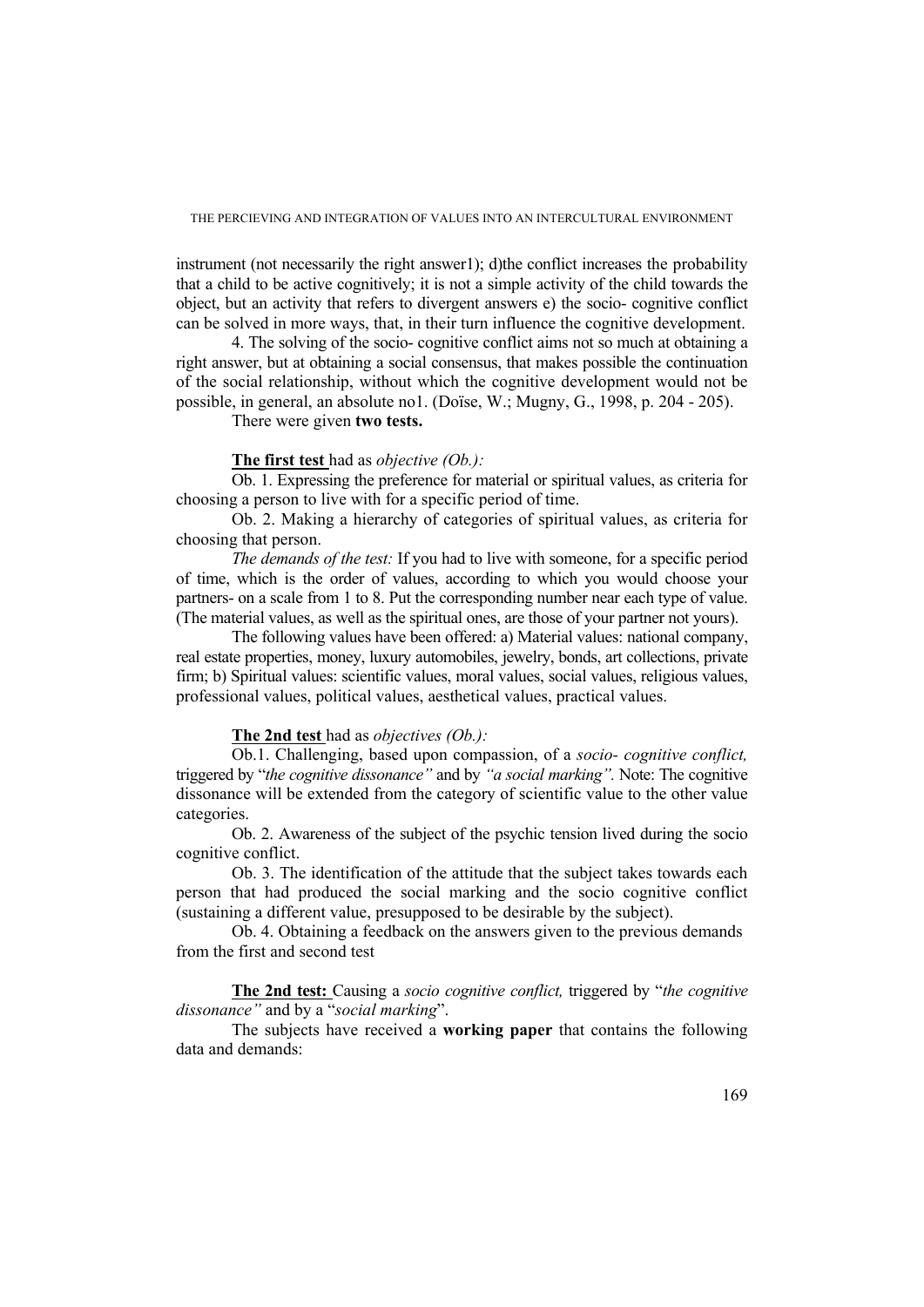instrument (not necessarily the right answer1); d)the conflict increases the probability that a child to be active cognitively; it is not a simple activity of the child towards the object, but an activity that refers to divergent answers e) the socio- cognitive conflict can be solved in more ways, that, in their turn influence the cognitive development.

4. The solving of the socio- cognitive conflict aims not so much at obtaining a right answer, but at obtaining a social consensus, that makes possible the continuation of the social relationship, without which the cognitive development would not be possible, in general, an absolute no1. (Doïse, W.; Mugny, G., 1998, p. 204 - 205).

There were given **two tests.**

**The first test** had as *objective (Ob.):*

Ob. 1. Expressing the preference for material or spiritual values, as criteria for choosing a person to live with for a specific period of time.

Ob. 2. Making a hierarchy of categories of spiritual values, as criteria for choosing that person.

*The demands of the test:* If you had to live with someone, for a specific period of time, which is the order of values, according to which you would choose your partners- on a scale from 1 to 8. Put the corresponding number near each type of value. (The material values, as well as the spiritual ones, are those of your partner not yours).

The following values have been offered: a) Material values: national company, real estate properties, money, luxury automobiles, jewelry, bonds, art collections, private firm; b) Spiritual values: scientific values, moral values, social values, religious values, professional values, political values, aesthetical values, practical values.

**The 2nd test** had as *objectives (Ob.):*

Ob.1. Challenging, based upon compassion, of a *socio- cognitive conflict,* triggered by "*the cognitive dissonance"* and by *"a social marking".* Note: The cognitive dissonance will be extended from the category of scientific value to the other value categories.

Ob. 2. Awareness of the subject of the psychic tension lived during the socio cognitive conflict.

Ob. 3. The identification of the attitude that the subject takes towards each person that had produced the social marking and the socio cognitive conflict (sustaining a different value, presupposed to be desirable by the subject).

Ob. 4. Obtaining a feedback on the answers given to the previous demands from the first and second test

**The 2nd test:** Causing a *socio cognitive conflict,* triggered by "*the cognitive dissonance"* and by a "*social marking*".

The subjects have received a **working paper** that contains the following data and demands: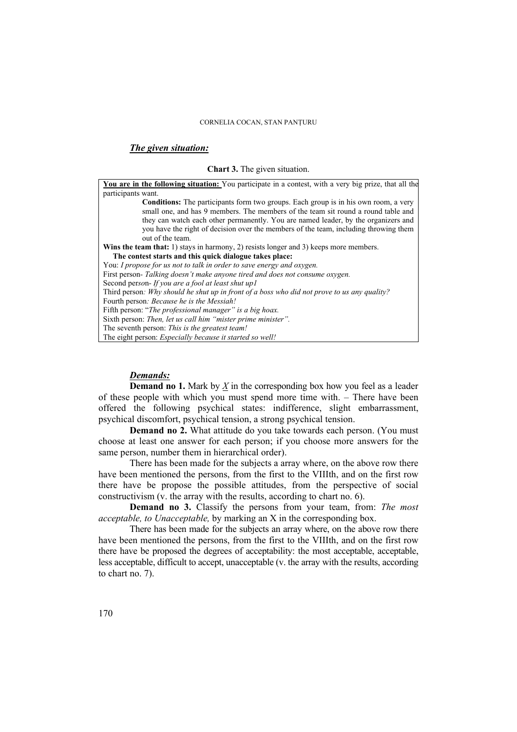***The given situation:***

**Chart 3.** The given situation.

<u>**You are in the following situation:**</u> You participate in a contest, with a very big prize, that all the participants want.

> **Conditions:** The participants form two groups. Each group is in his own room, a very small one, and has 9 members. The members of the team sit round a round table and they can watch each other permanently. You are named leader, by the organizers and you have the right of decision over the members of the team, including throwing them out of the team.

**Wins the team that:** 1) stays in harmony, 2) resists longer and 3) keeps more members.

**The contest starts and this quick dialogue takes place:**

You: *I propose for us not to talk in order to save energy and oxygen.*
First person- *Talking doesn't make anyone tired and does not consume oxygen.*
Second person- *If you are a fool at least shut up1*
Third person*: Why should he shut up in front of a boss who did not prove to us any quality?*
Fourth person*: Because he is the Messiah!*
Fifth person: "*The professional manager" is a big hoax.*
Sixth person: *Then, let us call him "mister prime minister".*
The seventh person: *This is the greatest team!*
The eight person: *Especially because it started so well!*

***Demands:***

**Demand no 1.** Mark by ***X*** in the corresponding box how you feel as a leader of these people with which you must spend more time with. – There have been offered the following psychical states: indifference, slight embarrassment, psychical discomfort, psychical tension, a strong psychical tension.

**Demand no 2.** What attitude do you take towards each person. (You must choose at least one answer for each person; if you choose more answers for the same person, number them in hierarchical order).

There has been made for the subjects a array where, on the above row there have been mentioned the persons, from the first to the VIIIth, and on the first row there have be propose the possible attitudes, from the perspective of social constructivism (v. the array with the results, according to chart no. 6).

**Demand no 3.** Classify the persons from your team, from: *The most acceptable, to Unacceptable,* by marking an X in the corresponding box.

There has been made for the subjects an array where, on the above row there have been mentioned the persons, from the first to the VIIIth, and on the first row there have been proposed the degrees of acceptability: the most acceptable, acceptable, less acceptable, difficult to accept, unacceptable (v. the array with the results, according to chart no. 7).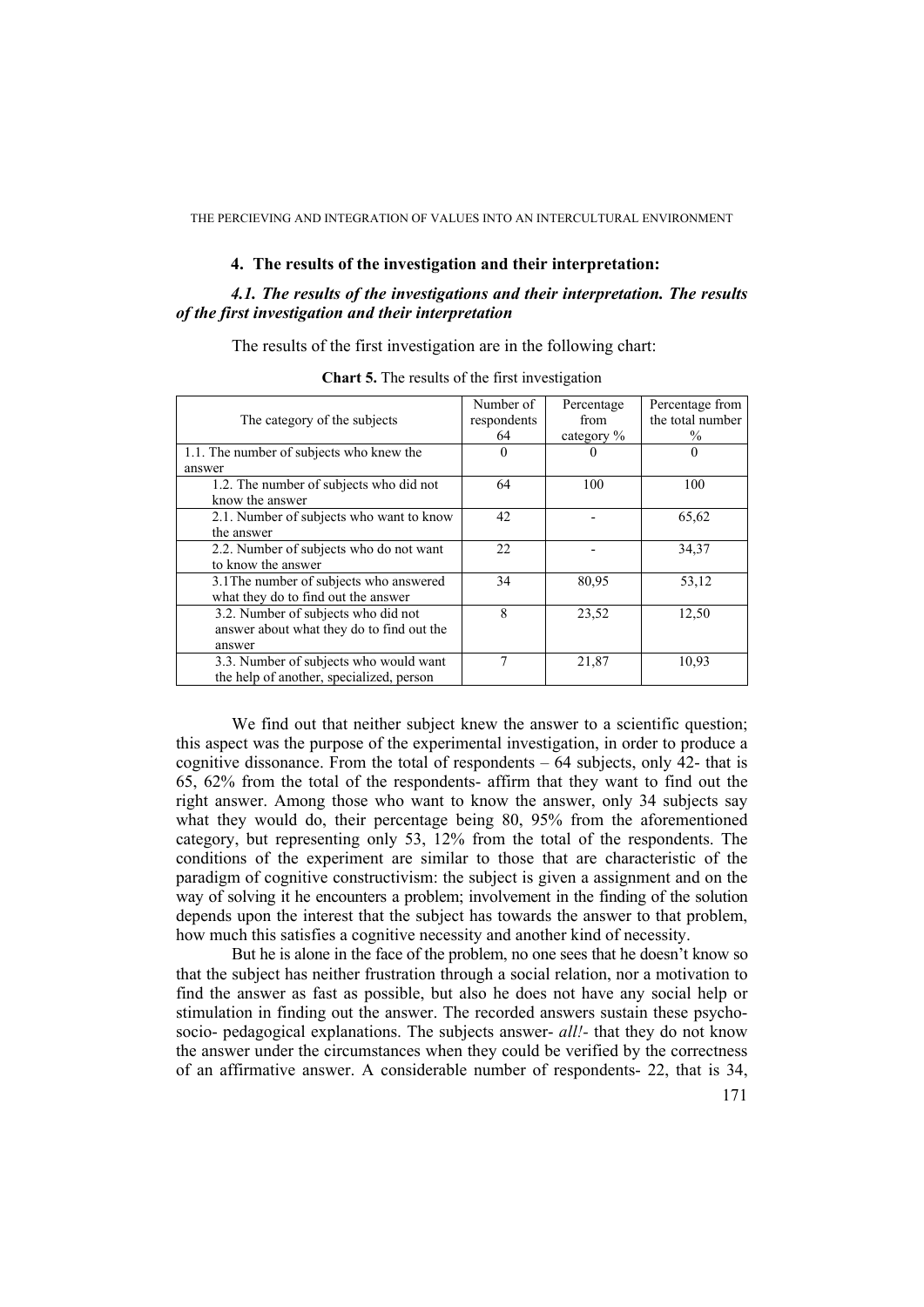## 4. The results of the investigation and their interpretation:

### *4.1. The results of the investigations and their interpretation. The results of the first investigation and their interpretation*

The results of the first investigation are in the following chart:

**Chart 5.** The results of the first investigation

| The category of the subjects | Number of respondents 64 | Percentage from category % | Percentage from the total number % |
|---|---|---|---|
| 1.1. The number of subjects who knew the answer | 0 | 0 | 0 |
| 1.2. The number of subjects who did not know the answer | 64 | 100 | 100 |
| 2.1. Number of subjects who want to know the answer | 42 | - | 65,62 |
| 2.2. Number of subjects who do not want to know the answer | 22 | - | 34,37 |
| 3.1The number of subjects who answered what they do to find out the answer | 34 | 80,95 | 53,12 |
| 3.2. Number of subjects who did not answer about what they do to find out the answer | 8 | 23,52 | 12,50 |
| 3.3. Number of subjects who would want the help of another, specialized, person | 7 | 21,87 | 10,93 |

We find out that neither subject knew the answer to a scientific question; this aspect was the purpose of the experimental investigation, in order to produce a cognitive dissonance. From the total of respondents – 64 subjects, only 42- that is 65, 62% from the total of the respondents- affirm that they want to find out the right answer. Among those who want to know the answer, only 34 subjects say what they would do, their percentage being 80, 95% from the aforementioned category, but representing only 53, 12% from the total of the respondents. The conditions of the experiment are similar to those that are characteristic of the paradigm of cognitive constructivism: the subject is given a assignment and on the way of solving it he encounters a problem; involvement in the finding of the solution depends upon the interest that the subject has towards the answer to that problem, how much this satisfies a cognitive necessity and another kind of necessity.

But he is alone in the face of the problem, no one sees that he doesn't know so that the subject has neither frustration through a social relation, nor a motivation to find the answer as fast as possible, but also he does not have any social help or stimulation in finding out the answer. The recorded answers sustain these psycho-socio- pedagogical explanations. The subjects answer- *all!*- that they do not know the answer under the circumstances when they could be verified by the correctness of an affirmative answer. A considerable number of respondents- 22, that is 34,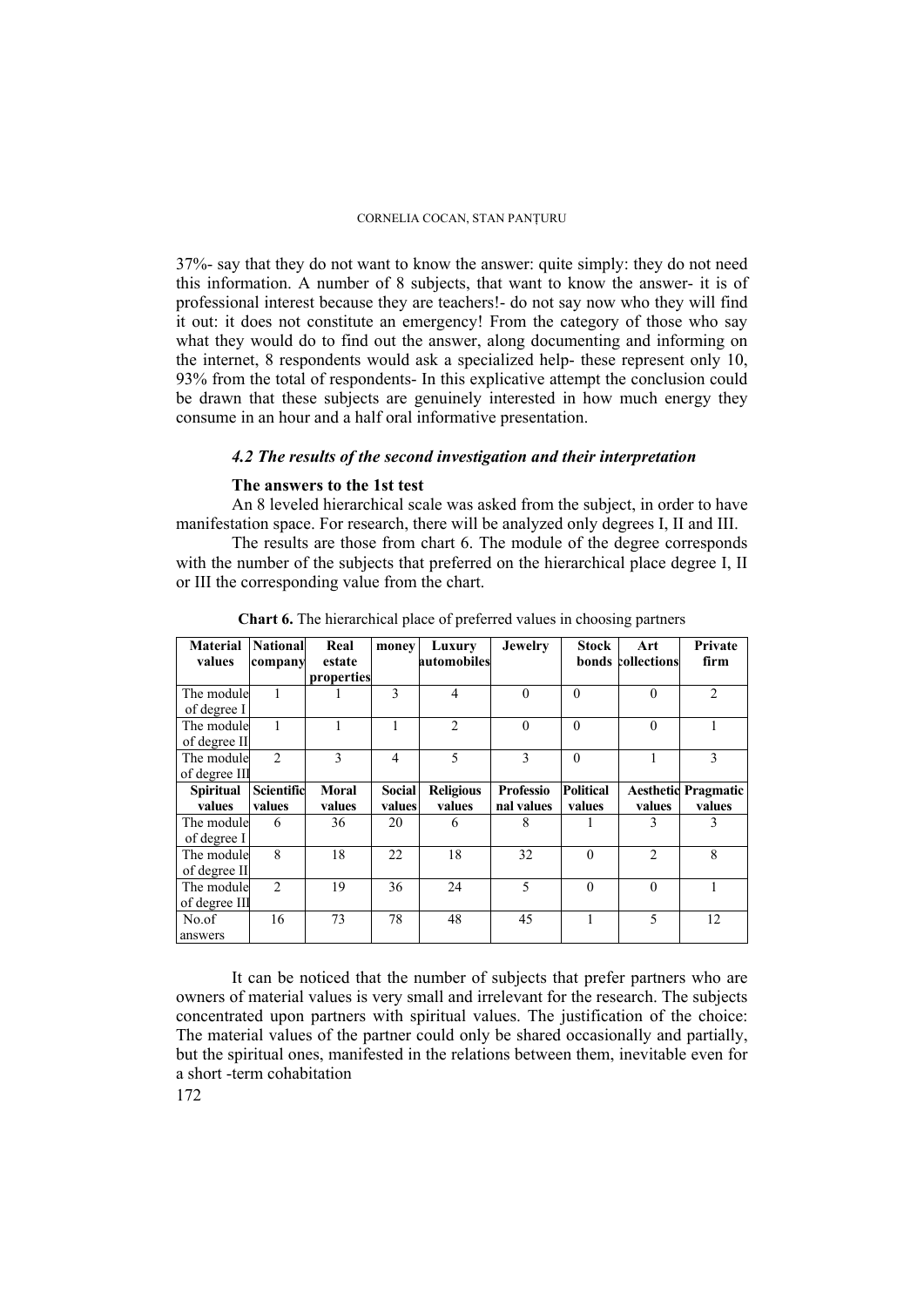37%- say that they do not want to know the answer: quite simply: they do not need this information. A number of 8 subjects, that want to know the answer- it is of professional interest because they are teachers!- do not say now who they will find it out: it does not constitute an emergency! From the category of those who say what they would do to find out the answer, along documenting and informing on the internet, 8 respondents would ask a specialized help- these represent only 10, 93% from the total of respondents- In this explicative attempt the conclusion could be drawn that these subjects are genuinely interested in how much energy they consume in an hour and a half oral informative presentation.

### *4.2 The results of the second investigation and their interpretation*

**The answers to the 1st test**

An 8 leveled hierarchical scale was asked from the subject, in order to have manifestation space. For research, there will be analyzed only degrees I, II and III.

The results are those from chart 6. The module of the degree corresponds with the number of the subjects that preferred on the hierarchical place degree I, II or III the corresponding value from the chart.

**Chart 6.** The hierarchical place of preferred values in choosing partners

| **Material values** | **National company** | **Real estate properties** | **money** | **Luxury automobiles** | **Jewelry** | **Stock bonds** | **Art collections** | **Private firm** |
|---|---|---|---|---|---|---|---|---|
| The module of degree I | 1 | 1 | 3 | 4 | 0 | 0 | 0 | 2 |
| The module of degree II | 1 | 1 | 1 | 2 | 0 | 0 | 0 | 1 |
| The module of degree III | 2 | 3 | 4 | 5 | 3 | 0 | 1 | 3 |
| **Spiritual values** | **Scientific values** | **Moral values** | **Social values** | **Religious values** | **Professional values** | **Political values** | **Aesthetic values** | **Pragmatic values** |
| The module of degree I | 6 | 36 | 20 | 6 | 8 | 1 | 3 | 3 |
| The module of degree II | 8 | 18 | 22 | 18 | 32 | 0 | 2 | 8 |
| The module of degree III | 2 | 19 | 36 | 24 | 5 | 0 | 0 | 1 |
| No.of answers | 16 | 73 | 78 | 48 | 45 | 1 | 5 | 12 |

It can be noticed that the number of subjects that prefer partners who are owners of material values is very small and irrelevant for the research. The subjects concentrated upon partners with spiritual values. The justification of the choice: The material values of the partner could only be shared occasionally and partially, but the spiritual ones, manifested in the relations between them, inevitable even for a short -term cohabitation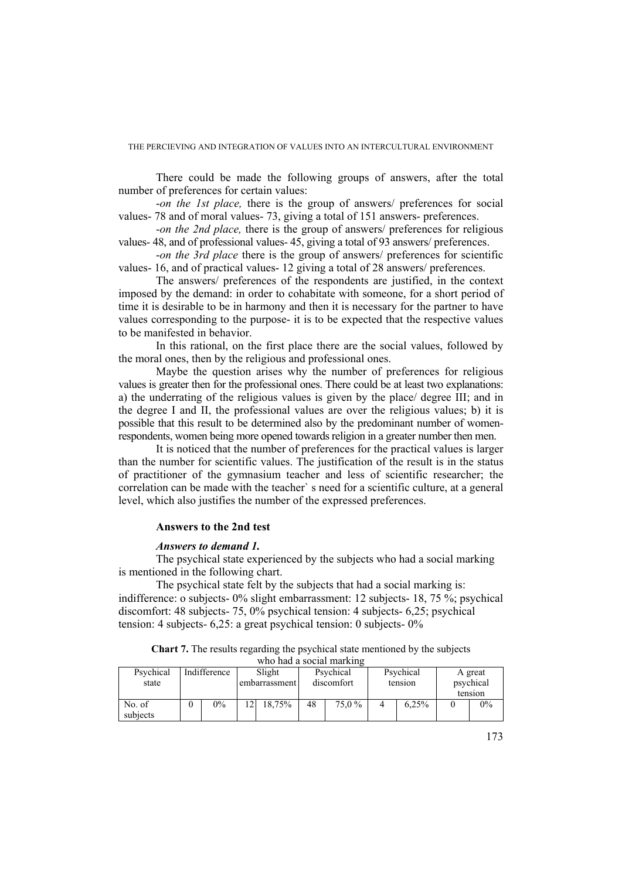There could be made the following groups of answers, after the total number of preferences for certain values:

-*on the 1st place,* there is the group of answers/ preferences for social values- 78 and of moral values- 73, giving a total of 151 answers- preferences.

-*on the 2nd place,* there is the group of answers/ preferences for religious values- 48, and of professional values- 45, giving a total of 93 answers/ preferences.

-*on the 3rd place* there is the group of answers/ preferences for scientific values- 16, and of practical values- 12 giving a total of 28 answers/ preferences.

The answers/ preferences of the respondents are justified, in the context imposed by the demand: in order to cohabitate with someone, for a short period of time it is desirable to be in harmony and then it is necessary for the partner to have values corresponding to the purpose- it is to be expected that the respective values to be manifested in behavior.

In this rational, on the first place there are the social values, followed by the moral ones, then by the religious and professional ones.

Maybe the question arises why the number of preferences for religious values is greater then for the professional ones. There could be at least two explanations: a) the underrating of the religious values is given by the place/ degree III; and in the degree I and II, the professional values are over the religious values; b) it is possible that this result to be determined also by the predominant number of women-respondents, women being more opened towards religion in a greater number then men.

It is noticed that the number of preferences for the practical values is larger than the number for scientific values. The justification of the result is in the status of practitioner of the gymnasium teacher and less of scientific researcher; the correlation can be made with the teacher` s need for a scientific culture, at a general level, which also justifies the number of the expressed preferences.

**Answers to the 2nd test**

***Answers to demand 1.***

The psychical state experienced by the subjects who had a social marking is mentioned in the following chart.

The psychical state felt by the subjects that had a social marking is: indifference: o subjects- 0% slight embarrassment: 12 subjects- 18, 75 %; psychical discomfort: 48 subjects- 75, 0% psychical tension: 4 subjects- 6,25; psychical tension: 4 subjects- 6,25: a great psychical tension: 0 subjects- 0%

**Chart 7.** The results regarding the psychical state mentioned by the subjects who had a social marking

| Psychical state | Indifference | | Slight embarrassment | | Psychical discomfort | | Psychical tension | | A great psychical tension | |
|---|---|---|---|---|---|---|---|---|---|---|
| No. of subjects | 0 | 0% | 12 | 18,75% | 48 | 75,0 % | 4 | 6,25% | 0 | 0% |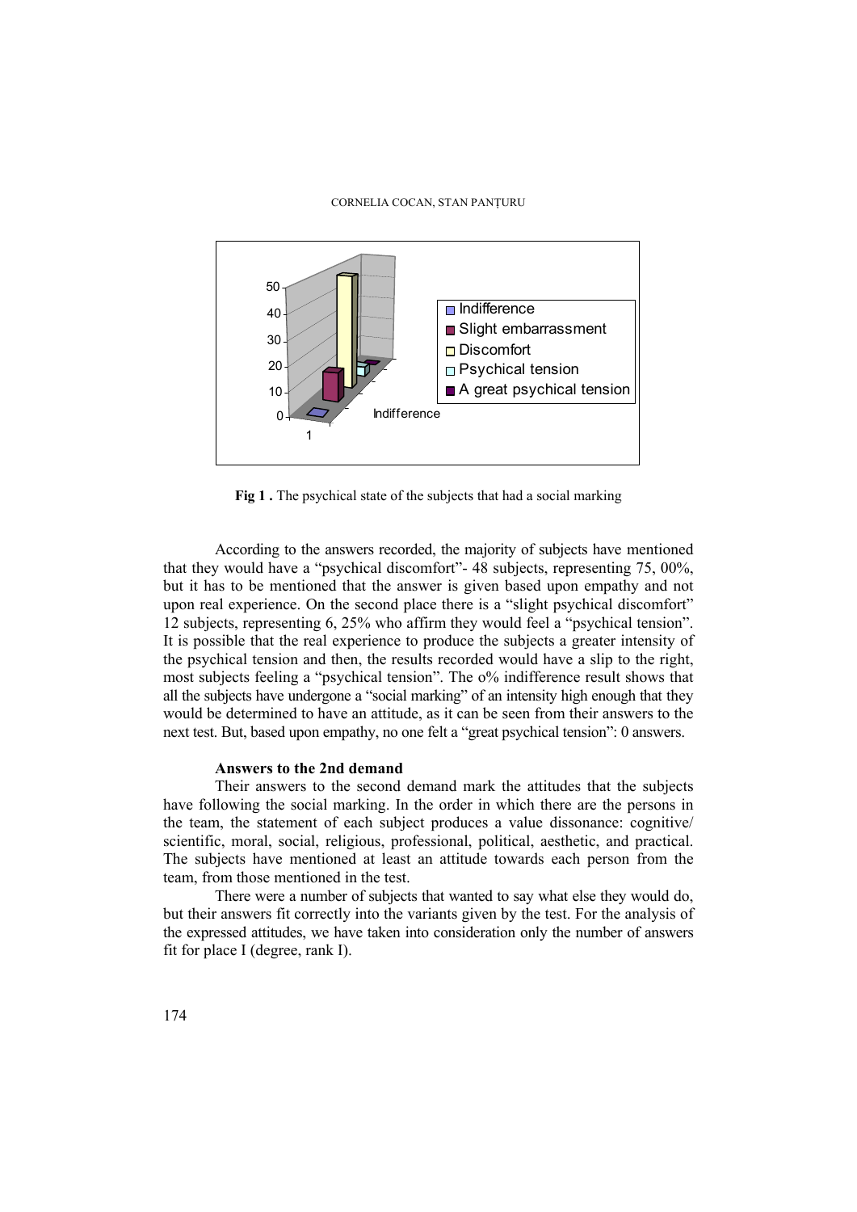**Fig 1 .** The psychical state of the subjects that had a social marking

According to the answers recorded, the majority of subjects have mentioned that they would have a "psychical discomfort"- 48 subjects, representing 75, 00%, but it has to be mentioned that the answer is given based upon empathy and not upon real experience. On the second place there is a "slight psychical discomfort" 12 subjects, representing 6, 25% who affirm they would feel a "psychical tension". It is possible that the real experience to produce the subjects a greater intensity of the psychical tension and then, the results recorded would have a slip to the right, most subjects feeling a "psychical tension". The o% indifference result shows that all the subjects have undergone a "social marking" of an intensity high enough that they would be determined to have an attitude, as it can be seen from their answers to the next test. But, based upon empathy, no one felt a "great psychical tension": 0 answers.

**Answers to the 2nd demand**

Their answers to the second demand mark the attitudes that the subjects have following the social marking. In the order in which there are the persons in the team, the statement of each subject produces a value dissonance: cognitive/ scientific, moral, social, religious, professional, political, aesthetic, and practical. The subjects have mentioned at least an attitude towards each person from the team, from those mentioned in the test.

There were a number of subjects that wanted to say what else they would do, but their answers fit correctly into the variants given by the test. For the analysis of the expressed attitudes, we have taken into consideration only the number of answers fit for place I (degree, rank I).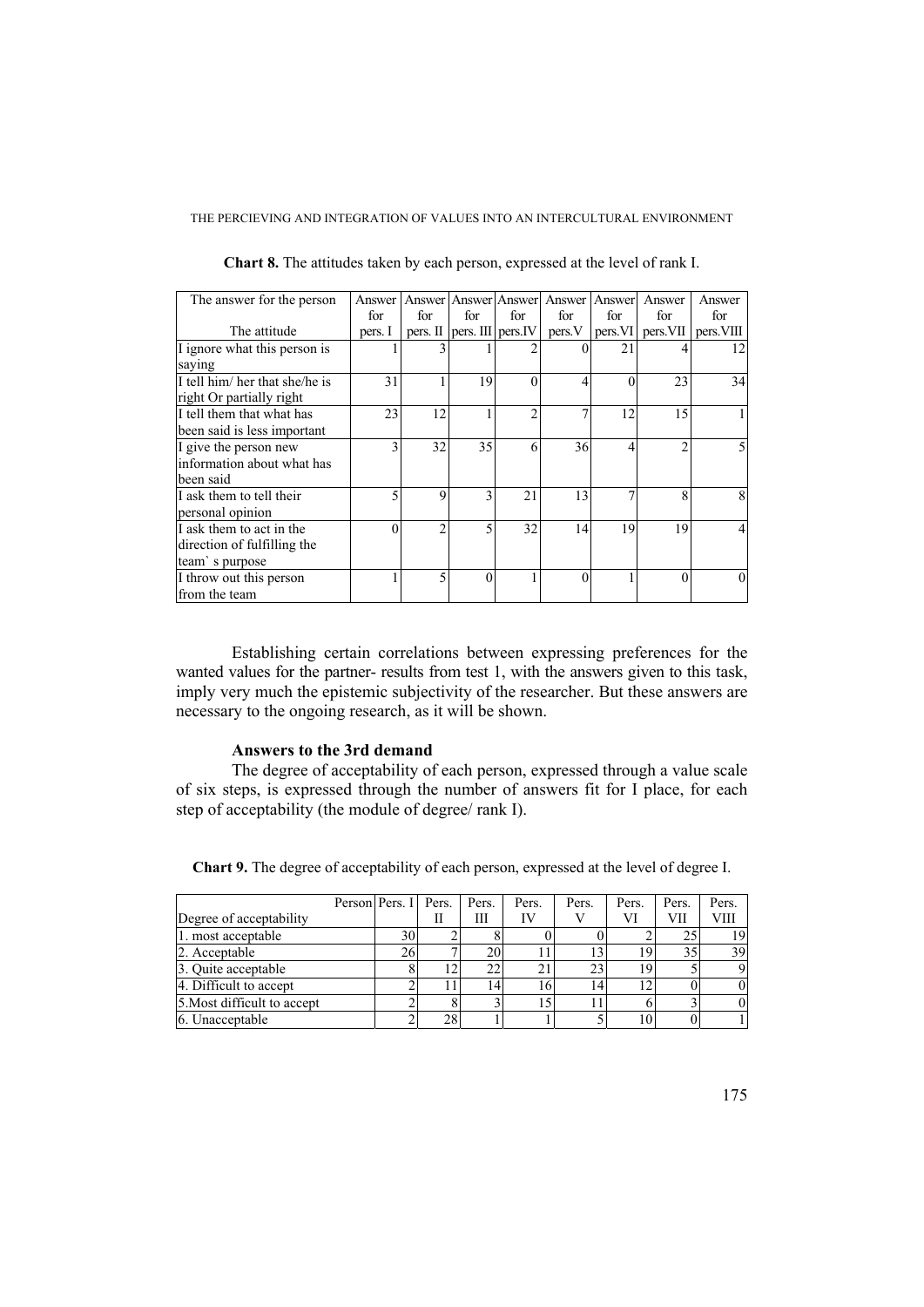**Chart 8.** The attitudes taken by each person, expressed at the level of rank I.

| The answer for the person / The attitude | Answer for pers. I | Answer for pers. II | Answer for pers. III | Answer for pers.IV | Answer for pers.V | Answer for pers.VI | Answer for pers.VII | Answer for pers.VIII |
|---|---|---|---|---|---|---|---|---|
| I ignore what this person is saying | 1 | 3 | 1 | 2 | 0 | 21 | 4 | 12 |
| I tell him/ her that she/he is right Or partially right | 31 | 1 | 19 | 0 | 4 | 0 | 23 | 34 |
| I tell them that what has been said is less important | 23 | 12 | 1 | 2 | 7 | 12 | 15 | 1 |
| I give the person new information about what has been said | 3 | 32 | 35 | 6 | 36 | 4 | 2 | 5 |
| I ask them to tell their personal opinion | 5 | 9 | 3 | 21 | 13 | 7 | 8 | 8 |
| I ask them to act in the direction of fulfilling the team` s purpose | 0 | 2 | 5 | 32 | 14 | 19 | 19 | 4 |
| I throw out this person from the team | 1 | 5 | 0 | 1 | 0 | 1 | 0 | 0 |

Establishing certain correlations between expressing preferences for the wanted values for the partner- results from test 1, with the answers given to this task, imply very much the epistemic subjectivity of the researcher. But these answers are necessary to the ongoing research, as it will be shown.

### Answers to the 3rd demand

The degree of acceptability of each person, expressed through a value scale of six steps, is expressed through the number of answers fit for I place, for each step of acceptability (the module of degree/ rank I).

**Chart 9.** The degree of acceptability of each person, expressed at the level of degree I.

| Person / Degree of acceptability | Pers. I | Pers. II | Pers. III | Pers. IV | Pers. V | Pers. VI | Pers. VII | Pers. VIII |
|---|---|---|---|---|---|---|---|---|
| 1. most acceptable | 30 | 2 | 8 | 0 | 0 | 2 | 25 | 19 |
| 2. Acceptable | 26 | 7 | 20 | 11 | 13 | 19 | 35 | 39 |
| 3. Quite acceptable | 8 | 12 | 22 | 21 | 23 | 19 | 5 | 9 |
| 4. Difficult to accept | 2 | 11 | 14 | 16 | 14 | 12 | 0 | 0 |
| 5.Most difficult to accept | 2 | 8 | 3 | 15 | 11 | 6 | 3 | 0 |
| 6. Unacceptable | 2 | 28 | 1 | 1 | 5 | 10 | 0 | 1 |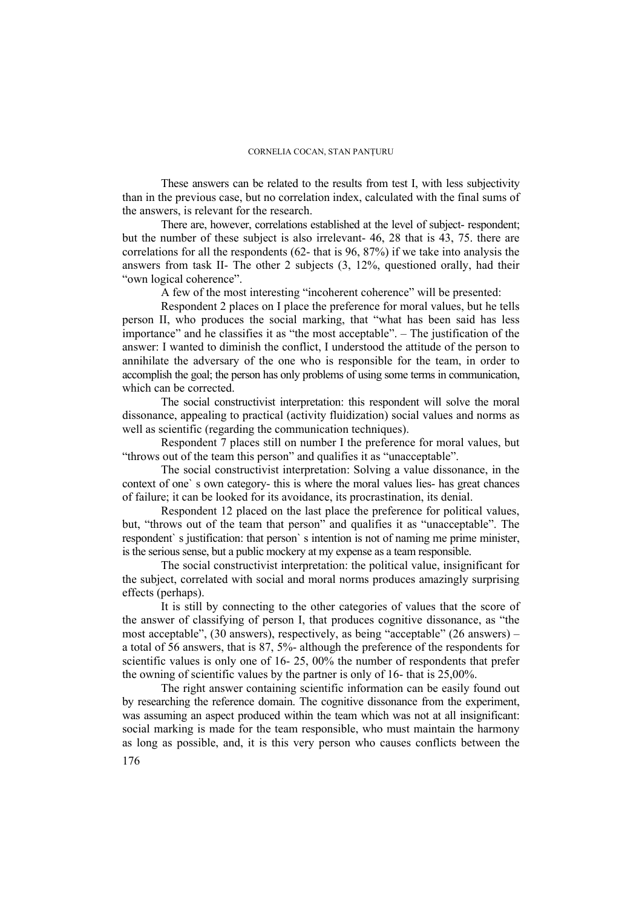These answers can be related to the results from test I, with less subjectivity than in the previous case, but no correlation index, calculated with the final sums of the answers, is relevant for the research.

There are, however, correlations established at the level of subject- respondent; but the number of these subject is also irrelevant- 46, 28 that is 43, 75. there are correlations for all the respondents (62- that is 96, 87%) if we take into analysis the answers from task II- The other 2 subjects (3, 12%, questioned orally, had their "own logical coherence".

A few of the most interesting "incoherent coherence" will be presented:

Respondent 2 places on I place the preference for moral values, but he tells person II, who produces the social marking, that "what has been said has less importance" and he classifies it as "the most acceptable". – The justification of the answer: I wanted to diminish the conflict, I understood the attitude of the person to annihilate the adversary of the one who is responsible for the team, in order to accomplish the goal; the person has only problems of using some terms in communication, which can be corrected.

The social constructivist interpretation: this respondent will solve the moral dissonance, appealing to practical (activity fluidization) social values and norms as well as scientific (regarding the communication techniques).

Respondent 7 places still on number I the preference for moral values, but "throws out of the team this person" and qualifies it as "unacceptable".

The social constructivist interpretation: Solving a value dissonance, in the context of one` s own category- this is where the moral values lies- has great chances of failure; it can be looked for its avoidance, its procrastination, its denial.

Respondent 12 placed on the last place the preference for political values, but, "throws out of the team that person" and qualifies it as "unacceptable". The respondent` s justification: that person` s intention is not of naming me prime minister, is the serious sense, but a public mockery at my expense as a team responsible.

The social constructivist interpretation: the political value, insignificant for the subject, correlated with social and moral norms produces amazingly surprising effects (perhaps).

It is still by connecting to the other categories of values that the score of the answer of classifying of person I, that produces cognitive dissonance, as "the most acceptable", (30 answers), respectively, as being "acceptable" (26 answers) – a total of 56 answers, that is 87, 5%- although the preference of the respondents for scientific values is only one of 16- 25, 00% the number of respondents that prefer the owning of scientific values by the partner is only of 16- that is 25,00%.

The right answer containing scientific information can be easily found out by researching the reference domain. The cognitive dissonance from the experiment, was assuming an aspect produced within the team which was not at all insignificant: social marking is made for the team responsible, who must maintain the harmony as long as possible, and, it is this very person who causes conflicts between the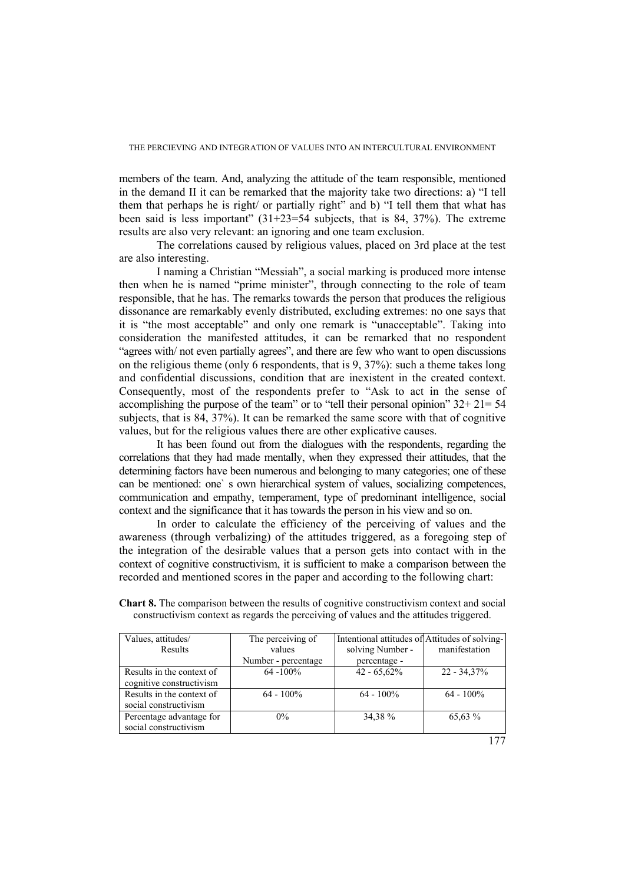members of the team. And, analyzing the attitude of the team responsible, mentioned in the demand II it can be remarked that the majority take two directions: a) "I tell them that perhaps he is right/ or partially right" and b) "I tell them that what has been said is less important" (31+23=54 subjects, that is 84, 37%). The extreme results are also very relevant: an ignoring and one team exclusion.

The correlations caused by religious values, placed on 3rd place at the test are also interesting.

I naming a Christian "Messiah", a social marking is produced more intense then when he is named "prime minister", through connecting to the role of team responsible, that he has. The remarks towards the person that produces the religious dissonance are remarkably evenly distributed, excluding extremes: no one says that it is "the most acceptable" and only one remark is "unacceptable". Taking into consideration the manifested attitudes, it can be remarked that no respondent "agrees with/ not even partially agrees", and there are few who want to open discussions on the religious theme (only 6 respondents, that is 9, 37%): such a theme takes long and confidential discussions, condition that are inexistent in the created context. Consequently, most of the respondents prefer to "Ask to act in the sense of accomplishing the purpose of the team" or to "tell their personal opinion" 32+ 21= 54 subjects, that is 84, 37%). It can be remarked the same score with that of cognitive values, but for the religious values there are other explicative causes.

It has been found out from the dialogues with the respondents, regarding the correlations that they had made mentally, when they expressed their attitudes, that the determining factors have been numerous and belonging to many categories; one of these can be mentioned: one` s own hierarchical system of values, socializing competences, communication and empathy, temperament, type of predominant intelligence, social context and the significance that it has towards the person in his view and so on.

In order to calculate the efficiency of the perceiving of values and the awareness (through verbalizing) of the attitudes triggered, as a foregoing step of the integration of the desirable values that a person gets into contact with in the context of cognitive constructivism, it is sufficient to make a comparison between the recorded and mentioned scores in the paper and according to the following chart:

**Chart 8.** The comparison between the results of cognitive constructivism context and social constructivism context as regards the perceiving of values and the attitudes triggered.

| Values, attitudes/ Results | The perceiving of values Number - percentage | Intentional attitudes of solving Number - percentage - | Attitudes of solving-manifestation |
|---|---|---|---|
| Results in the context of cognitive constructivism | 64 -100% | 42 - 65,62% | 22 - 34,37% |
| Results in the context of social constructivism | 64 - 100% | 64 - 100% | 64 - 100% |
| Percentage advantage for social constructivism | 0% | 34,38 % | 65,63 % |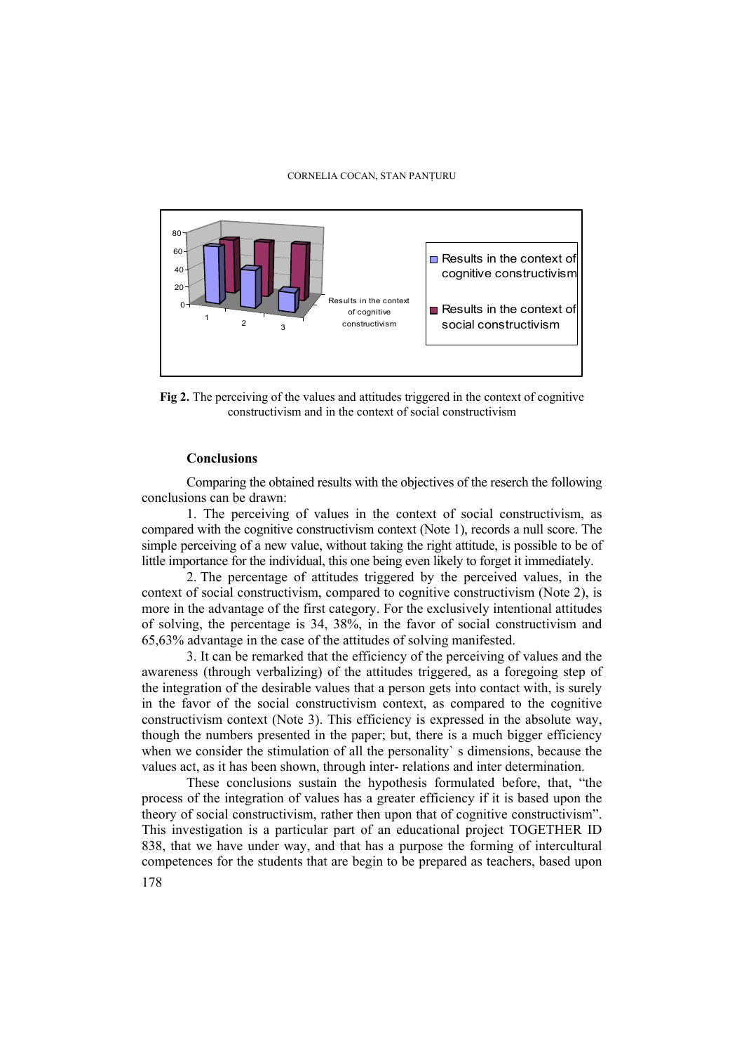**Fig 2.** The perceiving of the values and attitudes triggered in the context of cognitive constructivism and in the context of social constructivism

**Conclusions**

Comparing the obtained results with the objectives of the reserch the following conclusions can be drawn:

1. The perceiving of values in the context of social constructivism, as compared with the cognitive constructivism context (Note 1), records a null score. The simple perceiving of a new value, without taking the right attitude, is possible to be of little importance for the individual, this one being even likely to forget it immediately.

2. The percentage of attitudes triggered by the perceived values, in the context of social constructivism, compared to cognitive constructivism (Note 2), is more in the advantage of the first category. For the exclusively intentional attitudes of solving, the percentage is 34, 38%, in the favor of social constructivism and 65,63% advantage in the case of the attitudes of solving manifested.

3. It can be remarked that the efficiency of the perceiving of values and the awareness (through verbalizing) of the attitudes triggered, as a foregoing step of the integration of the desirable values that a person gets into contact with, is surely in the favor of the social constructivism context, as compared to the cognitive constructivism context (Note 3). This efficiency is expressed in the absolute way, though the numbers presented in the paper; but, there is a much bigger efficiency when we consider the stimulation of all the personality` s dimensions, because the values act, as it has been shown, through inter- relations and inter determination.

These conclusions sustain the hypothesis formulated before, that, "the process of the integration of values has a greater efficiency if it is based upon the theory of social constructivism, rather then upon that of cognitive constructivism". This investigation is a particular part of an educational project TOGETHER ID 838, that we have under way, and that has a purpose the forming of intercultural competences for the students that are begin to be prepared as teachers, based upon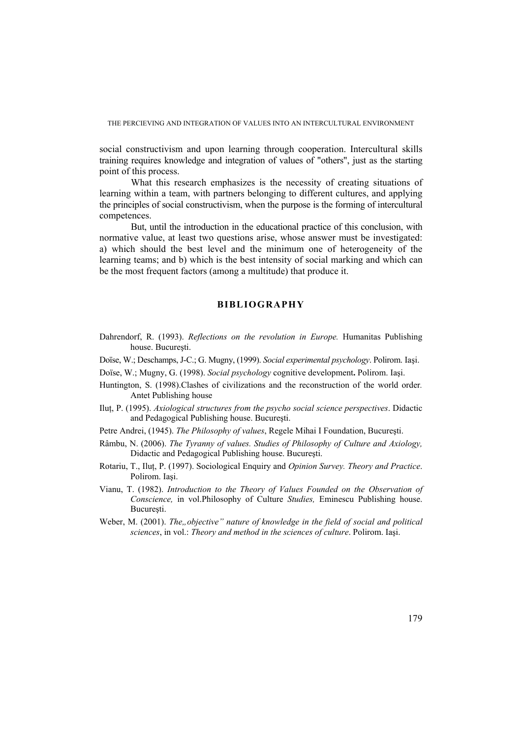social constructivism and upon learning through cooperation. Intercultural skills training requires knowledge and integration of values of "others", just as the starting point of this process.

What this research emphasizes is the necessity of creating situations of learning within a team, with partners belonging to different cultures, and applying the principles of social constructivism, when the purpose is the forming of intercultural competences.

But, until the introduction in the educational practice of this conclusion, with normative value, at least two questions arise, whose answer must be investigated: a) which should the best level and the minimum one of heterogeneity of the learning teams; and b) which is the best intensity of social marking and which can be the most frequent factors (among a multitude) that produce it.

## BIBLIOGRAPHY

Dahrendorf, R. (1993). *Reflections on the revolution in Europe.* Humanitas Publishing house. Bucureşti.

Doïse, W.; Deschamps, J-C.; G. Mugny, (1999). *Social experimental psychology*. Polirom. Iaşi.

Doïse, W.; Mugny, G. (1998). *Social psychology* cognitive development**.** Polirom. Iaşi.

Huntington, S. (1998).Clashes of civilizations and the reconstruction of the world order*.* Antet Publishing house

Iluţ, P. (1995). *Axiological structures from the psycho social science perspectives*. Didactic and Pedagogical Publishing house. Bucureşti.

Petre Andrei, (1945). *The Philosophy of values*, Regele Mihai I Foundation, Bucureşti.

Râmbu, N. (2006). *The Tyranny of values. Studies of Philosophy of Culture and Axiology,* Didactic and Pedagogical Publishing house. Bucureşti.

Rotariu, T., Iluţ, P. (1997). Sociological Enquiry and *Opinion Survey. Theory and Practice*. Polirom. Iaşi.

Vianu, T. (1982). *Introduction to the Theory of Values Founded on the Observation of Conscience,* in vol.Philosophy of Culture *Studies,* Eminescu Publishing house. Bucureşti.

Weber, M. (2001). *The„objective" nature of knowledge in the field of social and political sciences*, in vol.: *Theory and method in the sciences of culture*. Polirom. Iaşi.